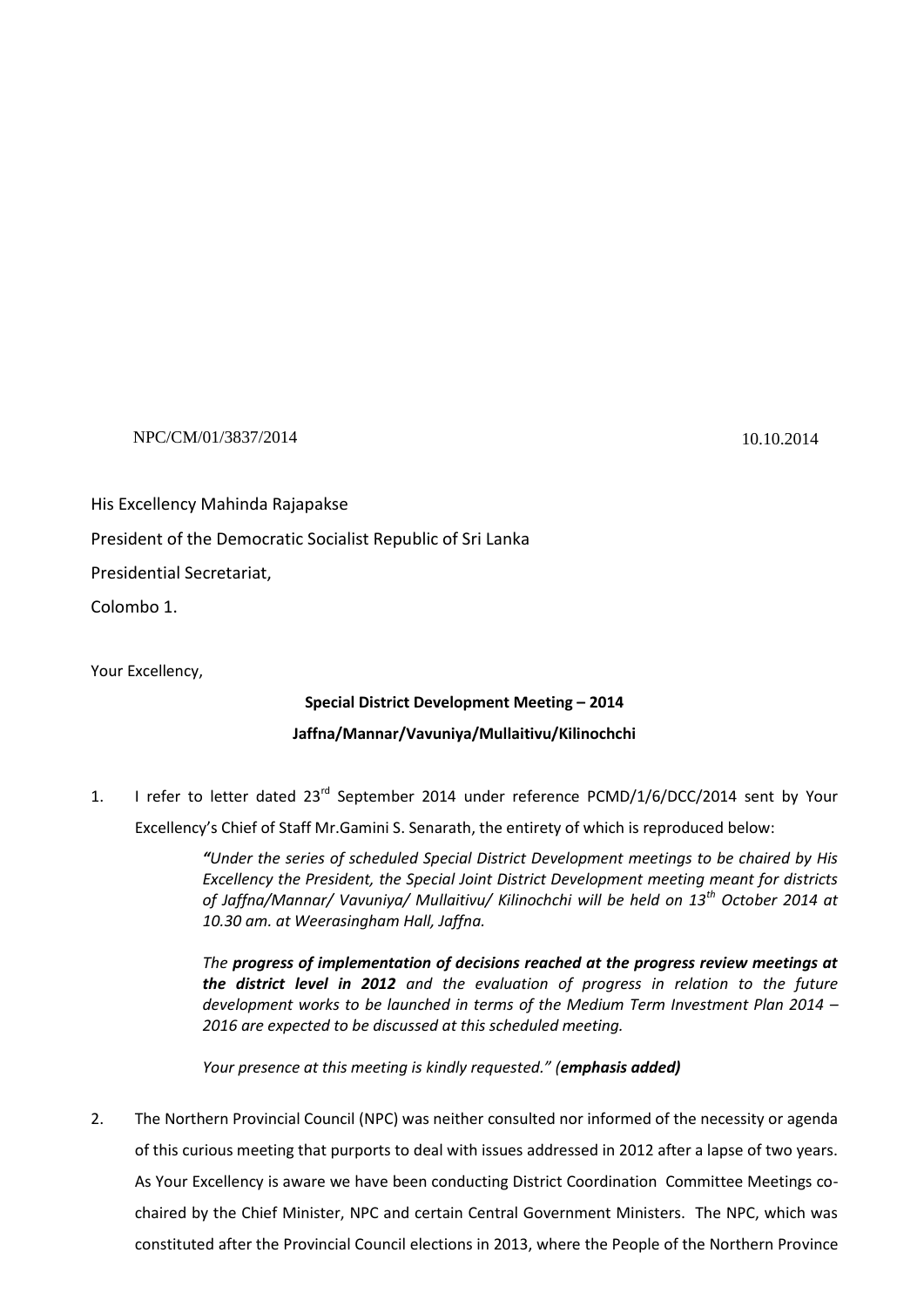NPC/CM/01/3837/2014 10.10.2014

His Excellency Mahinda Rajapakse

President of the Democratic Socialist Republic of Sri Lanka

Presidential Secretariat,

Colombo 1.

Your Excellency,

**Special District Development Meeting – 2014**

**Jaffna/Mannar/Vavuniya/Mullaitivu/Kilinochchi**

1. I refer to letter dated 23rd September 2014 under reference PCMD/1/6/DCC/2014 sent by Your Excellency's Chief of Staff Mr.Gamini S. Senarath, the entirety of which is reproduced below:

   > ***"****Under the series of scheduled Special District Development meetings to be chaired by His Excellency the President, the Special Joint District Development meeting meant for districts of Jaffna/Mannar/ Vavuniya/ Mullaitivu/ Kilinochchi will be held on 13th October 2014 at 10.30 am. at Weerasingham Hall, Jaffna.*
   >
   > *The* ***progress of implementation of decisions reached at the progress review meetings at the district level in 2012*** *and the evaluation of progress in relation to the future development works to be launched in terms of the Medium Term Investment Plan 2014 – 2016 are expected to be discussed at this scheduled meeting.*
   >
   > *Your presence at this meeting is kindly requested." (****emphasis added)***

2. The Northern Provincial Council (NPC) was neither consulted nor informed of the necessity or agenda of this curious meeting that purports to deal with issues addressed in 2012 after a lapse of two years. As Your Excellency is aware we have been conducting District Coordination Committee Meetings co-chaired by the Chief Minister, NPC and certain Central Government Ministers. The NPC, which was constituted after the Provincial Council elections in 2013, where the People of the Northern Province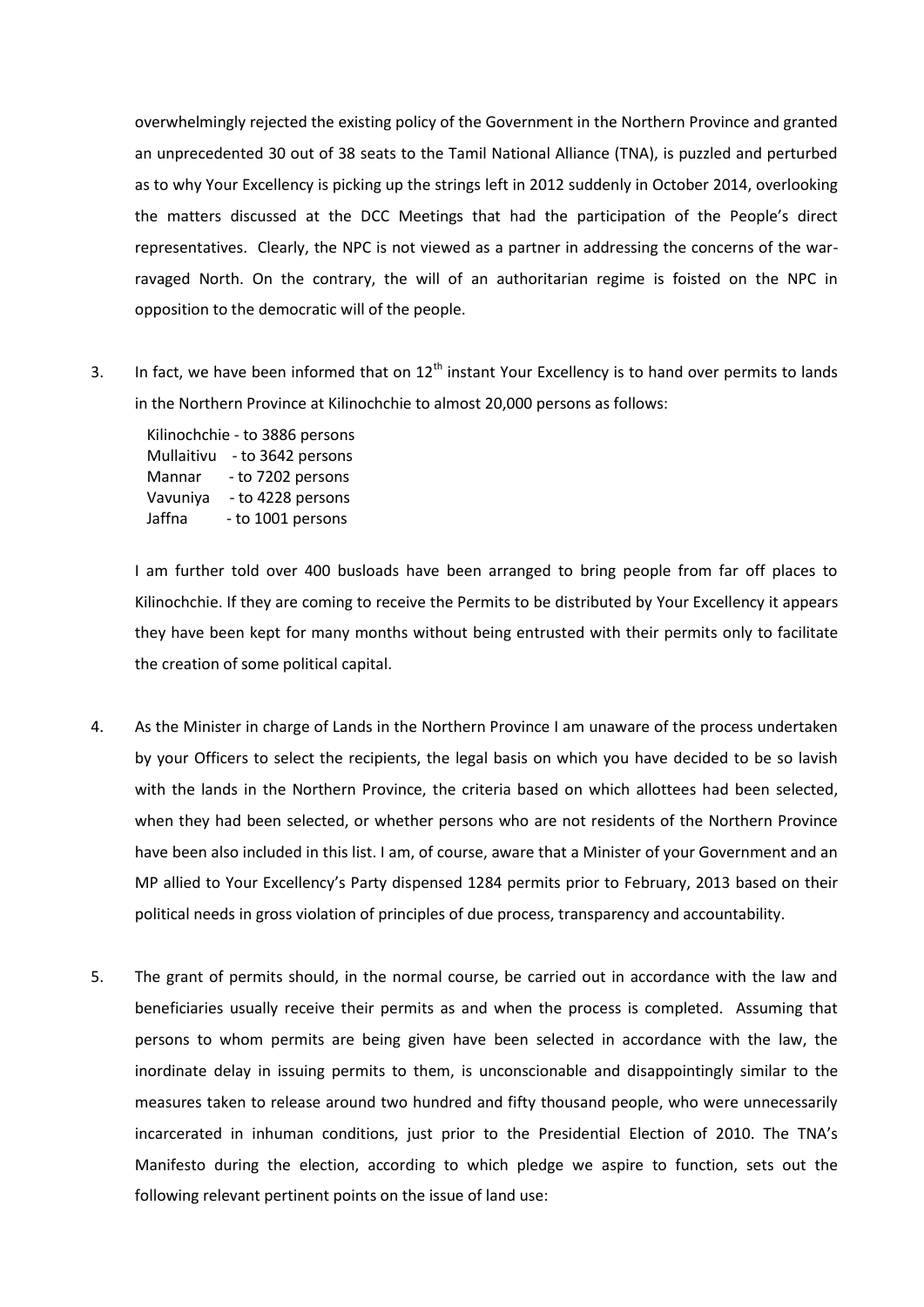overwhelmingly rejected the existing policy of the Government in the Northern Province and granted an unprecedented 30 out of 38 seats to the Tamil National Alliance (TNA), is puzzled and perturbed as to why Your Excellency is picking up the strings left in 2012 suddenly in October 2014, overlooking the matters discussed at the DCC Meetings that had the participation of the People's direct representatives. Clearly, the NPC is not viewed as a partner in addressing the concerns of the war-ravaged North. On the contrary, the will of an authoritarian regime is foisted on the NPC in opposition to the democratic will of the people.

3. In fact, we have been informed that on 12th instant Your Excellency is to hand over permits to lands in the Northern Province at Kilinochchie to almost 20,000 persons as follows:

   Kilinochchie - to 3886 persons
   Mullaitivu - to 3642 persons
   Mannar - to 7202 persons
   Vavuniya - to 4228 persons
   Jaffna - to 1001 persons

   I am further told over 400 busloads have been arranged to bring people from far off places to Kilinochchie. If they are coming to receive the Permits to be distributed by Your Excellency it appears they have been kept for many months without being entrusted with their permits only to facilitate the creation of some political capital.

4. As the Minister in charge of Lands in the Northern Province I am unaware of the process undertaken by your Officers to select the recipients, the legal basis on which you have decided to be so lavish with the lands in the Northern Province, the criteria based on which allottees had been selected, when they had been selected, or whether persons who are not residents of the Northern Province have been also included in this list. I am, of course, aware that a Minister of your Government and an MP allied to Your Excellency's Party dispensed 1284 permits prior to February, 2013 based on their political needs in gross violation of principles of due process, transparency and accountability.

5. The grant of permits should, in the normal course, be carried out in accordance with the law and beneficiaries usually receive their permits as and when the process is completed. Assuming that persons to whom permits are being given have been selected in accordance with the law, the inordinate delay in issuing permits to them, is unconscionable and disappointingly similar to the measures taken to release around two hundred and fifty thousand people, who were unnecessarily incarcerated in inhuman conditions, just prior to the Presidential Election of 2010. The TNA's Manifesto during the election, according to which pledge we aspire to function, sets out the following relevant pertinent points on the issue of land use: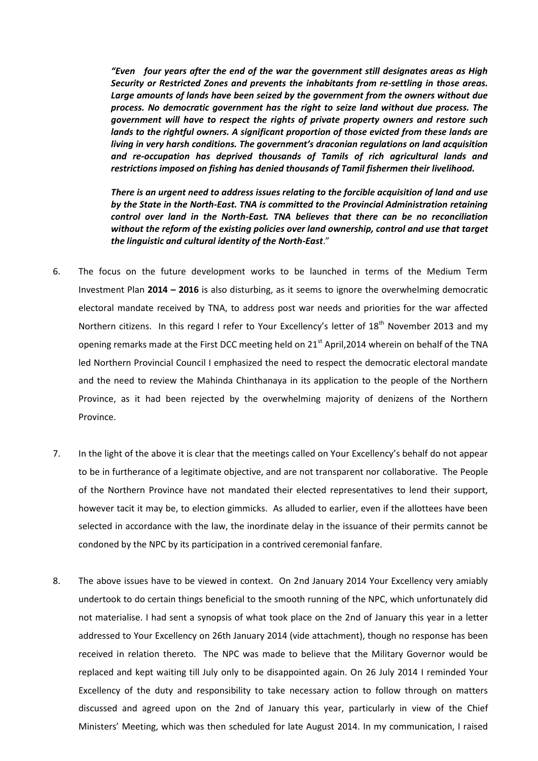*"Even four years after the end of the war the government still designates areas as High Security or Restricted Zones and prevents the inhabitants from re-settling in those areas. Large amounts of lands have been seized by the government from the owners without due process. No democratic government has the right to seize land without due process. The government will have to respect the rights of private property owners and restore such lands to the rightful owners. A significant proportion of those evicted from these lands are living in very harsh conditions. The government's draconian regulations on land acquisition and re-occupation has deprived thousands of Tamils of rich agricultural lands and restrictions imposed on fishing has denied thousands of Tamil fishermen their livelihood.*

*There is an urgent need to address issues relating to the forcible acquisition of land and use by the State in the North-East. TNA is committed to the Provincial Administration retaining control over land in the North-East. TNA believes that there can be no reconciliation without the reform of the existing policies over land ownership, control and use that target the linguistic and cultural identity of the North-East*."

6. The focus on the future development works to be launched in terms of the Medium Term Investment Plan **2014 – 2016** is also disturbing, as it seems to ignore the overwhelming democratic electoral mandate received by TNA, to address post war needs and priorities for the war affected Northern citizens. In this regard I refer to Your Excellency's letter of 18th November 2013 and my opening remarks made at the First DCC meeting held on 21st April,2014 wherein on behalf of the TNA led Northern Provincial Council I emphasized the need to respect the democratic electoral mandate and the need to review the Mahinda Chinthanaya in its application to the people of the Northern Province, as it had been rejected by the overwhelming majority of denizens of the Northern Province.

7. In the light of the above it is clear that the meetings called on Your Excellency's behalf do not appear to be in furtherance of a legitimate objective, and are not transparent nor collaborative. The People of the Northern Province have not mandated their elected representatives to lend their support, however tacit it may be, to election gimmicks. As alluded to earlier, even if the allottees have been selected in accordance with the law, the inordinate delay in the issuance of their permits cannot be condoned by the NPC by its participation in a contrived ceremonial fanfare.

8. The above issues have to be viewed in context. On 2nd January 2014 Your Excellency very amiably undertook to do certain things beneficial to the smooth running of the NPC, which unfortunately did not materialise. I had sent a synopsis of what took place on the 2nd of January this year in a letter addressed to Your Excellency on 26th January 2014 (vide attachment), though no response has been received in relation thereto. The NPC was made to believe that the Military Governor would be replaced and kept waiting till July only to be disappointed again. On 26 July 2014 I reminded Your Excellency of the duty and responsibility to take necessary action to follow through on matters discussed and agreed upon on the 2nd of January this year, particularly in view of the Chief Ministers' Meeting, which was then scheduled for late August 2014. In my communication, I raised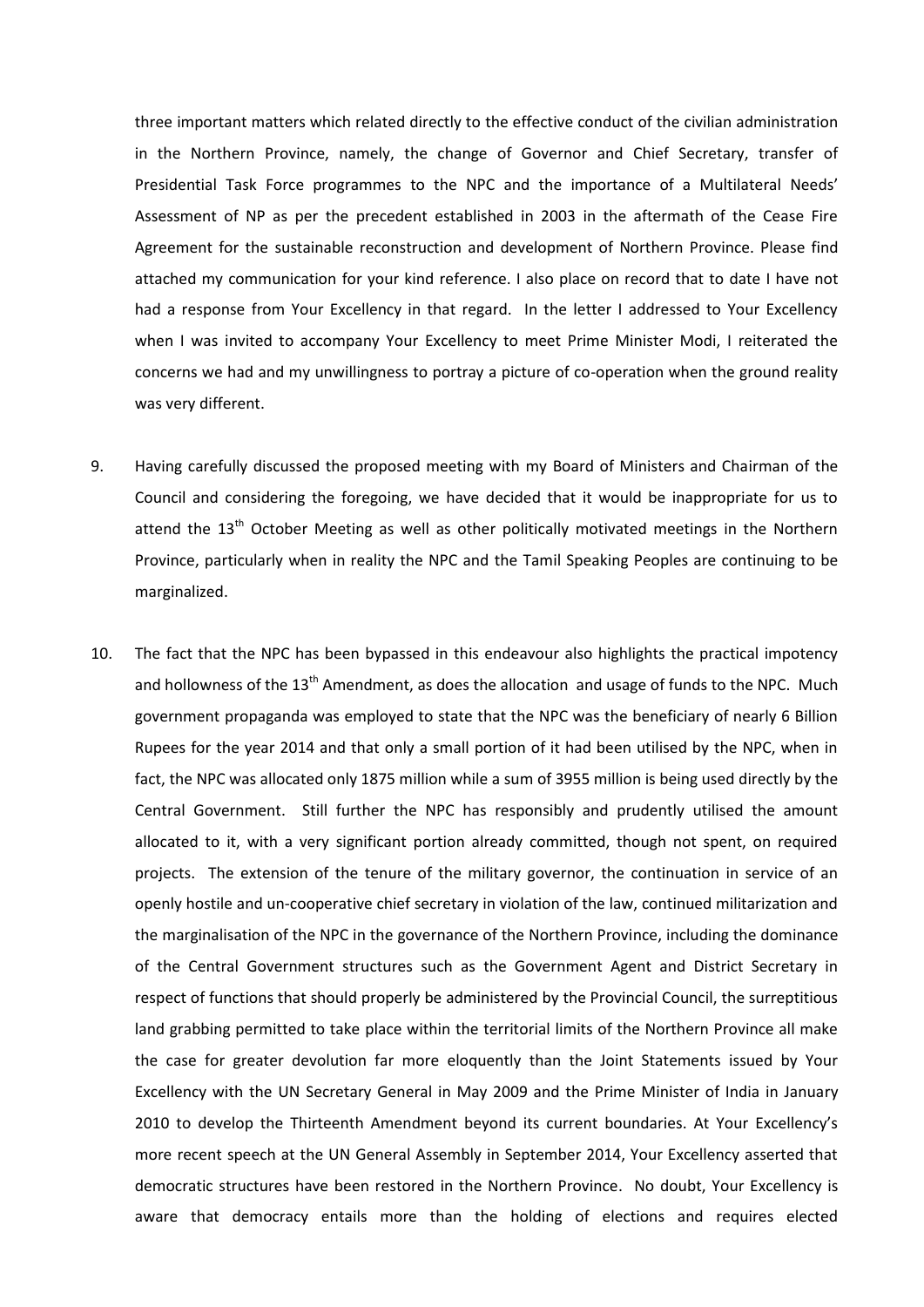three important matters which related directly to the effective conduct of the civilian administration in the Northern Province, namely, the change of Governor and Chief Secretary, transfer of Presidential Task Force programmes to the NPC and the importance of a Multilateral Needs' Assessment of NP as per the precedent established in 2003 in the aftermath of the Cease Fire Agreement for the sustainable reconstruction and development of Northern Province. Please find attached my communication for your kind reference. I also place on record that to date I have not had a response from Your Excellency in that regard. In the letter I addressed to Your Excellency when I was invited to accompany Your Excellency to meet Prime Minister Modi, I reiterated the concerns we had and my unwillingness to portray a picture of co-operation when the ground reality was very different.

9. Having carefully discussed the proposed meeting with my Board of Ministers and Chairman of the Council and considering the foregoing, we have decided that it would be inappropriate for us to attend the 13th October Meeting as well as other politically motivated meetings in the Northern Province, particularly when in reality the NPC and the Tamil Speaking Peoples are continuing to be marginalized.

10. The fact that the NPC has been bypassed in this endeavour also highlights the practical impotency and hollowness of the 13th Amendment, as does the allocation and usage of funds to the NPC. Much government propaganda was employed to state that the NPC was the beneficiary of nearly 6 Billion Rupees for the year 2014 and that only a small portion of it had been utilised by the NPC, when in fact, the NPC was allocated only 1875 million while a sum of 3955 million is being used directly by the Central Government. Still further the NPC has responsibly and prudently utilised the amount allocated to it, with a very significant portion already committed, though not spent, on required projects. The extension of the tenure of the military governor, the continuation in service of an openly hostile and un-cooperative chief secretary in violation of the law, continued militarization and the marginalisation of the NPC in the governance of the Northern Province, including the dominance of the Central Government structures such as the Government Agent and District Secretary in respect of functions that should properly be administered by the Provincial Council, the surreptitious land grabbing permitted to take place within the territorial limits of the Northern Province all make the case for greater devolution far more eloquently than the Joint Statements issued by Your Excellency with the UN Secretary General in May 2009 and the Prime Minister of India in January 2010 to develop the Thirteenth Amendment beyond its current boundaries. At Your Excellency's more recent speech at the UN General Assembly in September 2014, Your Excellency asserted that democratic structures have been restored in the Northern Province. No doubt, Your Excellency is aware that democracy entails more than the holding of elections and requires elected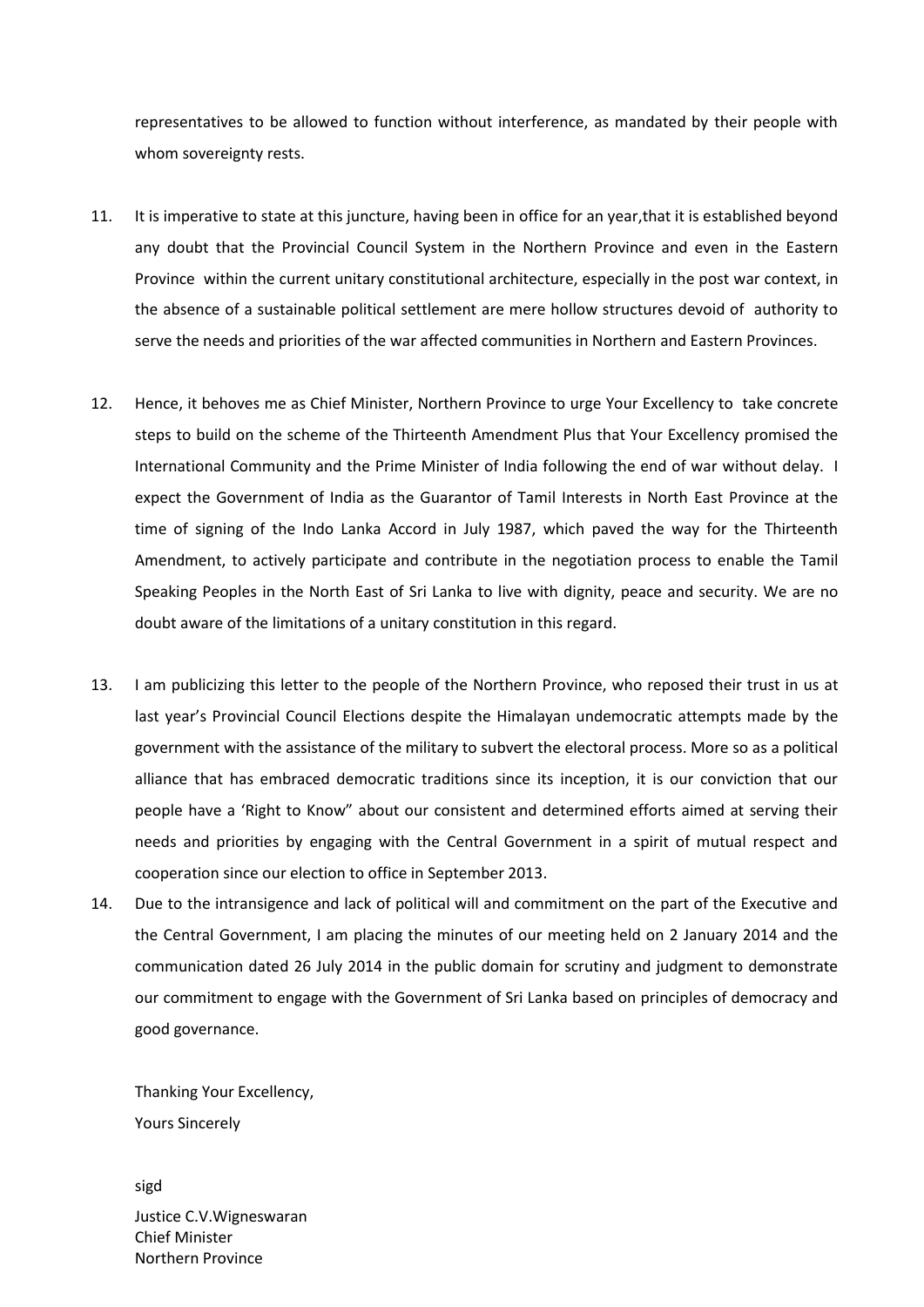representatives to be allowed to function without interference, as mandated by their people with whom sovereignty rests.

11. It is imperative to state at this juncture, having been in office for an year,that it is established beyond any doubt that the Provincial Council System in the Northern Province and even in the Eastern Province within the current unitary constitutional architecture, especially in the post war context, in the absence of a sustainable political settlement are mere hollow structures devoid of authority to serve the needs and priorities of the war affected communities in Northern and Eastern Provinces.

12. Hence, it behoves me as Chief Minister, Northern Province to urge Your Excellency to take concrete steps to build on the scheme of the Thirteenth Amendment Plus that Your Excellency promised the International Community and the Prime Minister of India following the end of war without delay. I expect the Government of India as the Guarantor of Tamil Interests in North East Province at the time of signing of the Indo Lanka Accord in July 1987, which paved the way for the Thirteenth Amendment, to actively participate and contribute in the negotiation process to enable the Tamil Speaking Peoples in the North East of Sri Lanka to live with dignity, peace and security. We are no doubt aware of the limitations of a unitary constitution in this regard.

13. I am publicizing this letter to the people of the Northern Province, who reposed their trust in us at last year's Provincial Council Elections despite the Himalayan undemocratic attempts made by the government with the assistance of the military to subvert the electoral process. More so as a political alliance that has embraced democratic traditions since its inception, it is our conviction that our people have a 'Right to Know" about our consistent and determined efforts aimed at serving their needs and priorities by engaging with the Central Government in a spirit of mutual respect and cooperation since our election to office in September 2013.

14. Due to the intransigence and lack of political will and commitment on the part of the Executive and the Central Government, I am placing the minutes of our meeting held on 2 January 2014 and the communication dated 26 July 2014 in the public domain for scrutiny and judgment to demonstrate our commitment to engage with the Government of Sri Lanka based on principles of democracy and good governance.

Thanking Your Excellency,
Yours Sincerely

sigd

Justice C.V.Wigneswaran
Chief Minister
Northern Province